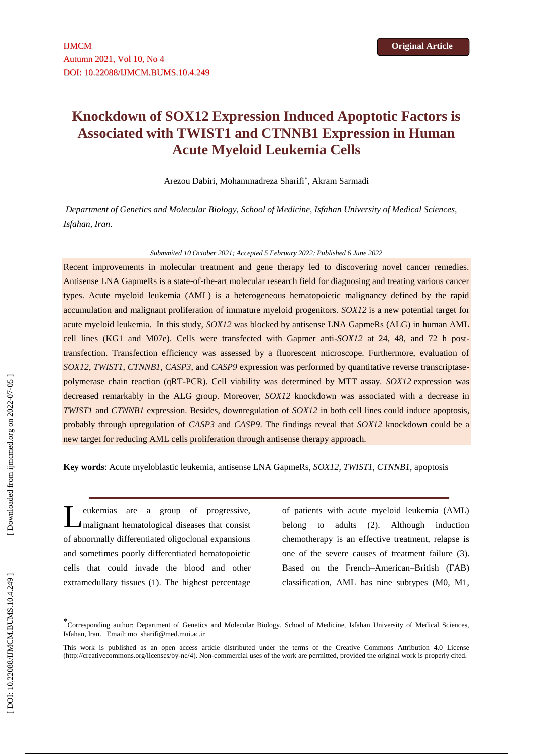IJMCM
Autumn 2021, Vol 10, No 4
DOI: 10.22088/IJMCM.BUMS.10.4.249

**Original Article**

# Knockdown of SOX12 Expression Induced Apoptotic Factors is Associated with TWIST1 and CTNNB1 Expression in Human Acute Myeloid Leukemia Cells

Arezou Dabiri, Mohammadreza Sharifi*, Akram Sarmadi

*Department of Genetics and Molecular Biology, School of Medicine, Isfahan University of Medical Sciences, Isfahan, Iran.*

*Submmited 10 October 2021; Accepted 5 February 2022; Published 6 June 2022*

Recent improvements in molecular treatment and gene therapy led to discovering novel cancer remedies. Antisense LNA GapmeRs is a state-of-the-art molecular research field for diagnosing and treating various cancer types. Acute myeloid leukemia (AML) is a heterogeneous hematopoietic malignancy defined by the rapid accumulation and malignant proliferation of immature myeloid progenitors. *SOX12* is a new potential target for acute myeloid leukemia. In this study, *SOX12* was blocked by antisense LNA GapmeRs (ALG) in human AML cell lines (KG1 and M07e). Cells were transfected with Gapmer anti-*SOX12* at 24, 48, and 72 h post-transfection. Transfection efficiency was assessed by a fluorescent microscope. Furthermore, evaluation of *SOX12*, *TWIST1*, *CTNNB1*, *CASP3*, and *CASP9* expression was performed by quantitative reverse transcriptase-polymerase chain reaction (qRT-PCR). Cell viability was determined by MTT assay. *SOX12* expression was decreased remarkably in the ALG group. Moreover, *SOX12* knockdown was associated with a decrease in *TWIST1* and *CTNNB1* expression. Besides, downregulation of *SOX12* in both cell lines could induce apoptosis, probably through upregulation of *CASP3* and *CASP9*. The findings reveal that *SOX12* knockdown could be a new target for reducing AML cells proliferation through antisense therapy approach.

**Key words**: Acute myeloblastic leukemia, antisense LNA GapmeRs, *SOX12*, *TWIST1*, *CTNNB1*, apoptosis

Leukemias are a group of progressive, malignant hematological diseases that consist of abnormally differentiated oligoclonal expansions and sometimes poorly differentiated hematopoietic cells that could invade the blood and other extramedullary tissues (1). The highest percentage of patients with acute myeloid leukemia (AML) belong to adults (2). Although induction chemotherapy is an effective treatment, relapse is one of the severe causes of treatment failure (3). Based on the French–American–British (FAB) classification, AML has nine subtypes (M0, M1,

*Corresponding author: Department of Genetics and Molecular Biology, School of Medicine, Isfahan University of Medical Sciences, Isfahan, Iran. Email: mo_sharifi@med.mui.ac.ir

This work is published as an open access article distributed under the terms of the Creative Commons Attribution 4.0 License (http://creativecommons.org/licenses/by-nc/4). Non-commercial uses of the work are permitted, provided the original work is properly cited.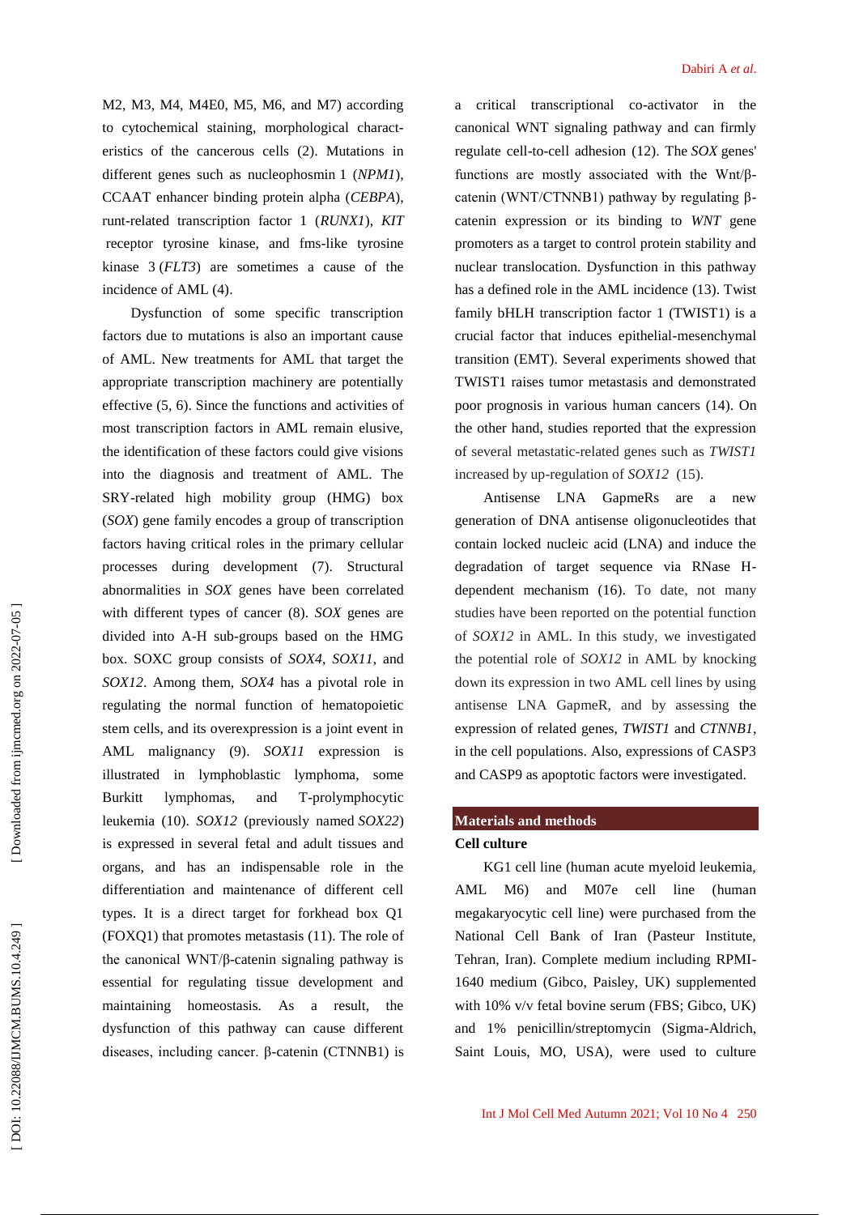M2, M3, M4, M4E0, M5, M6, and M7) according to cytochemical staining, morphological characteristics of the cancerous cells (2). Mutations in different genes such as nucleophosmin 1 (*NPM1*), CCAAT enhancer binding protein alpha (*CEBPA*), runt-related transcription factor 1 (*RUNX1*), *KIT* receptor tyrosine kinase, and fms-like tyrosine kinase 3 (*FLT3*) are sometimes a cause of the incidence of AML (4).

Dysfunction of some specific transcription factors due to mutations is also an important cause of AML. New treatments for AML that target the appropriate transcription machinery are potentially effective (5, 6). Since the functions and activities of most transcription factors in AML remain elusive, the identification of these factors could give visions into the diagnosis and treatment of AML. The SRY-related high mobility group (HMG) box (*SOX*) gene family encodes a group of transcription factors having critical roles in the primary cellular processes during development (7). Structural abnormalities in *SOX* genes have been correlated with different types of cancer (8). *SOX* genes are divided into A-H sub-groups based on the HMG box. SOXC group consists of *SOX4*, *SOX11*, and *SOX12*. Among them, *SOX4* has a pivotal role in regulating the normal function of hematopoietic stem cells, and its overexpression is a joint event in AML malignancy (9). *SOX11* expression is illustrated in lymphoblastic lymphoma, some Burkitt lymphomas, and T-prolymphocytic leukemia (10). *SOX12* (previously named *SOX22*) is expressed in several fetal and adult tissues and organs, and has an indispensable role in the differentiation and maintenance of different cell types. It is a direct target for forkhead box Q1 (FOXQ1) that promotes metastasis (11). The role of the canonical WNT/β-catenin signaling pathway is essential for regulating tissue development and maintaining homeostasis. As a result, the dysfunction of this pathway can cause different diseases, including cancer. β-catenin (CTNNB1) is a critical transcriptional co-activator in the canonical WNT signaling pathway and can firmly regulate cell-to-cell adhesion (12). The *SOX* genes' functions are mostly associated with the Wnt/β-catenin (WNT/CTNNB1) pathway by regulating β-catenin expression or its binding to *WNT* gene promoters as a target to control protein stability and nuclear translocation. Dysfunction in this pathway has a defined role in the AML incidence (13). Twist family bHLH transcription factor 1 (TWIST1) is a crucial factor that induces epithelial-mesenchymal transition (EMT). Several experiments showed that TWIST1 raises tumor metastasis and demonstrated poor prognosis in various human cancers (14). On the other hand, studies reported that the expression of several metastatic-related genes such as *TWIST1* increased by up-regulation of *SOX12* (15).

Antisense LNA GapmeRs are a new generation of DNA antisense oligonucleotides that contain locked nucleic acid (LNA) and induce the degradation of target sequence via RNase H-dependent mechanism (16). To date, not many studies have been reported on the potential function of *SOX12* in AML. In this study, we investigated the potential role of *SOX12* in AML by knocking down its expression in two AML cell lines by using antisense LNA GapmeR, and by assessing the expression of related genes, *TWIST1* and *CTNNB1*, in the cell populations. Also, expressions of CASP3 and CASP9 as apoptotic factors were investigated.

## Materials and methods

### Cell culture

KG1 cell line (human acute myeloid leukemia, AML M6) and M07e cell line (human megakaryocytic cell line) were purchased from the National Cell Bank of Iran (Pasteur Institute, Tehran, Iran). Complete medium including RPMI-1640 medium (Gibco, Paisley, UK) supplemented with 10% v/v fetal bovine serum (FBS; Gibco, UK) and 1% penicillin/streptomycin (Sigma-Aldrich, Saint Louis, MO, USA), were used to culture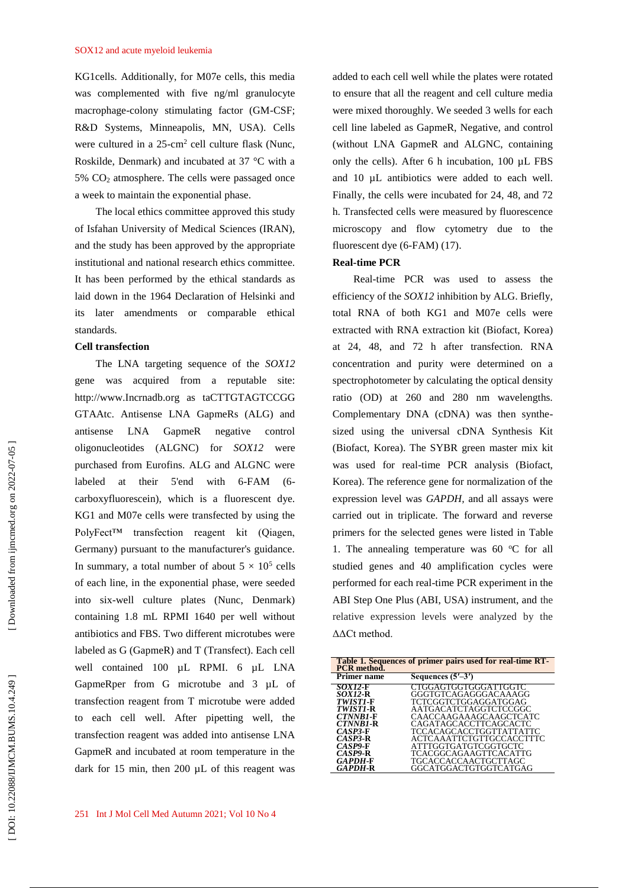KG1cells. Additionally, for M07e cells, this media was complemented with five ng/ml granulocyte macrophage-colony stimulating factor (GM-CSF; R&D Systems, Minneapolis, MN, USA). Cells were cultured in a 25-cm$^2$ cell culture flask (Nunc, Roskilde, Denmark) and incubated at 37 °C with a 5% $CO_2$ atmosphere. The cells were passaged once a week to maintain the exponential phase.

The local ethics committee approved this study of Isfahan University of Medical Sciences (IRAN), and the study has been approved by the appropriate institutional and national research ethics committee. It has been performed by the ethical standards as laid down in the 1964 Declaration of Helsinki and its later amendments or comparable ethical standards.

**Cell transfection**

The LNA targeting sequence of the *SOX12* gene was acquired from a reputable site: http://www.lncrnadb.org as taCTTGTAGTCCGG GTAAtc. Antisense LNA GapmeRs (ALG) and antisense LNA GapmeR negative control oligonucleotides (ALGNC) for *SOX12* were purchased from Eurofins. ALG and ALGNC were labeled at their 5'end with 6-FAM (6-carboxyfluorescein), which is a fluorescent dye. KG1 and M07e cells were transfected by using the PolyFect™ transfection reagent kit (Qiagen, Germany) pursuant to the manufacturer's guidance. In summary, a total number of about $5 \times 10^5$ cells of each line, in the exponential phase, were seeded into six-well culture plates (Nunc, Denmark) containing 1.8 mL RPMI 1640 per well without antibiotics and FBS. Two different microtubes were labeled as G (GapmeR) and T (Transfect). Each cell well contained 100 µL RPMI. 6 µL LNA GapmeRper from G microtube and 3 µL of transfection reagent from T microtube were added to each cell well. After pipetting well, the transfection reagent was added into antisense LNA GapmeR and incubated at room temperature in the dark for 15 min, then 200 µL of this reagent was added to each cell well while the plates were rotated to ensure that all the reagent and cell culture media were mixed thoroughly. We seeded 3 wells for each cell line labeled as GapmeR, Negative, and control (without LNA GapmeR and ALGNC, containing only the cells). After 6 h incubation, 100 µL FBS and 10 µL antibiotics were added to each well. Finally, the cells were incubated for 24, 48, and 72 h. Transfected cells were measured by fluorescence microscopy and flow cytometry due to the fluorescent dye (6-FAM) (17).

**Real-time PCR**

Real-time PCR was used to assess the efficiency of the *SOX12* inhibition by ALG. Briefly, total RNA of both KG1 and M07e cells were extracted with RNA extraction kit (Biofact, Korea) at 24, 48, and 72 h after transfection. RNA concentration and purity were determined on a spectrophotometer by calculating the optical density ratio (OD) at 260 and 280 nm wavelengths. Complementary DNA (cDNA) was then synthesized using the universal cDNA Synthesis Kit (Biofact, Korea). The SYBR green master mix kit was used for real-time PCR analysis (Biofact, Korea). The reference gene for normalization of the expression level was *GAPDH,* and all assays were carried out in triplicate. The forward and reverse primers for the selected genes were listed in Table 1. The annealing temperature was 60 °C for all studied genes and 40 amplification cycles were performed for each real-time PCR experiment in the ABI Step One Plus (ABI, USA) instrument, and the relative expression levels were analyzed by the ΔΔCt method.

**Table 1. Sequences of primer pairs used for real-time RT-PCR method.**

| Primer name | Sequences (5′–3′) |
|---|---|
| *SOX12*-F | CTGGAGTGGTGGGATTGGTC |
| *SOX12*-R | GGGTGTCAGAGGGACAAAGG |
| *TWIST1*-F | TCTCGGTCTGGAGGATGGAG |
| *TWIST1*-R | AATGACATCTAGGTCTCCGGC |
| *CTNNB1*-F | CAACCAAGAAAGCAAGCTCATC |
| *CTNNB1*-R | CAGATAGCACCTTCAGCACTC |
| *CASP3*-F | TCCACAGCACCTGGTTATTATTC |
| *CASP3*-R | ACTCAAATTCTGTTGCCACCTTTC |
| *CASP9*-F | ATTTGGTGATGTCGGTGCTC |
| *CASP9*-R | TCACGGCAGAAGTTCACATTG |
| *GAPDH*-F | TGCACCACCAACTGCTTAGC |
| *GAPDH*-R | GGCATGGACTGTGGTCATGAG |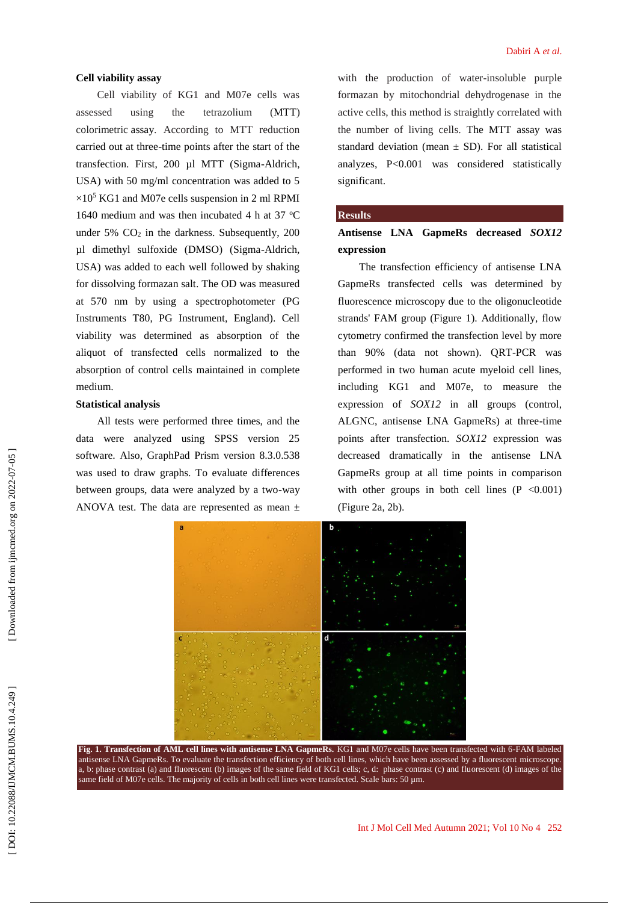### Cell viability assay

Cell viability of KG1 and M07e cells was assessed using the tetrazolium (MTT) colorimetric assay. According to MTT reduction carried out at three-time points after the start of the transfection. First, 200 µl MTT (Sigma-Aldrich, USA) with 50 mg/ml concentration was added to 5 $\times10^5$ KG1 and M07e cells suspension in 2 ml RPMI 1640 medium and was then incubated 4 h at 37 °C under 5% $CO_2$ in the darkness. Subsequently, 200 µl dimethyl sulfoxide (DMSO) (Sigma-Aldrich, USA) was added to each well followed by shaking for dissolving formazan salt. The OD was measured at 570 nm by using a spectrophotometer (PG Instruments T80, PG Instrument, England). Cell viability was determined as absorption of the aliquot of transfected cells normalized to the absorption of control cells maintained in complete medium.

### Statistical analysis

All tests were performed three times, and the data were analyzed using SPSS version 25 software. Also, GraphPad Prism version 8.3.0.538 was used to draw graphs. To evaluate differences between groups, data were analyzed by a two-way ANOVA test. The data are represented as mean ± standard deviation (mean ± SD). For all statistical analyzes, $P<0.001$ was considered statistically significant.

with the production of water-insoluble purple formazan by mitochondrial dehydrogenase in the active cells, this method is straightly correlated with the number of living cells. The MTT assay was

## Results

### Antisense LNA GapmeRs decreased *SOX12* expression

The transfection efficiency of antisense LNA GapmeRs transfected cells was determined by fluorescence microscopy due to the oligonucleotide strands' FAM group (Figure 1). Additionally, flow cytometry confirmed the transfection level by more than 90% (data not shown). QRT-PCR was performed in two human acute myeloid cell lines, including KG1 and M07e, to measure the expression of *SOX12* in all groups (control, ALGNC, antisense LNA GapmeRs) at three-time points after transfection. *SOX12* expression was decreased dramatically in the antisense LNA GapmeRs group at all time points in comparison with other groups in both cell lines ($P<0.001$) (Figure 2a, 2b).

**Fig. 1. Transfection of AML cell lines with antisense LNA GapmeRs.** KG1 and M07e cells have been transfected with 6-FAM labeled antisense LNA GapmeRs. To evaluate the transfection efficiency of both cell lines, which have been assessed by a fluorescent microscope. a, b: phase contrast (a) and fluorescent (b) images of the same field of KG1 cells; c, d: phase contrast (c) and fluorescent (d) images of the same field of M07e cells. The majority of cells in both cell lines were transfected. Scale bars: 50 µm.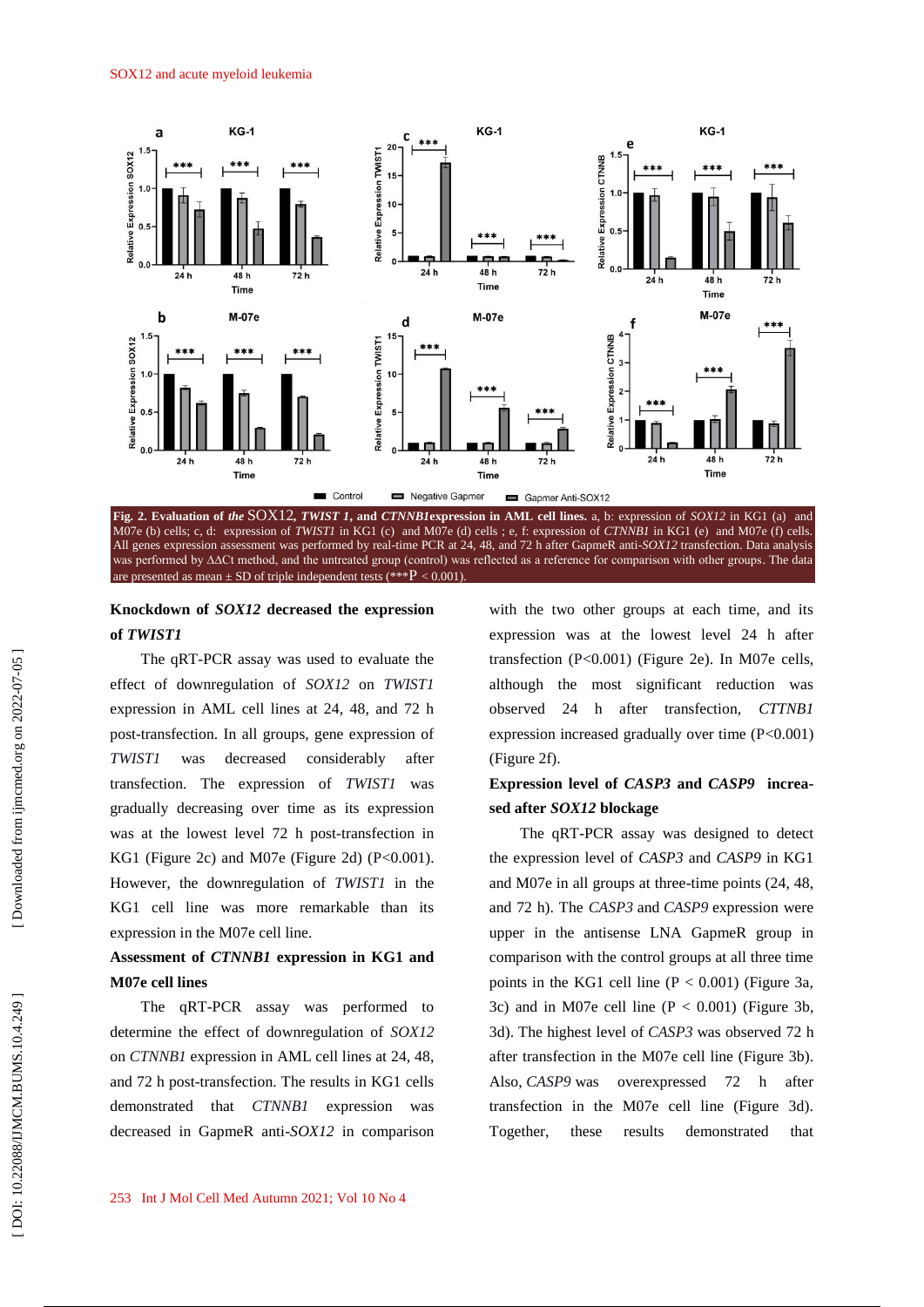**Fig. 2. Evaluation of *the* SOX12, *TWIST 1*, and *CTNNB1*expression in AML cell lines.** a, b: expression of *SOX12* in KG1 (a) and M07e (b) cells; c, d: expression of *TWIST1* in KG1 (c) and M07e (d) cells ; e, f: expression of *CTNNB1* in KG1 (e) and M07e (f) cells. All genes expression assessment was performed by real-time PCR at 24, 48, and 72 h after GapmeR anti-*SOX12* transfection. Data analysis was performed by ΔΔCt method, and the untreated group (control) was reflected as a reference for comparison with other groups. The data are presented as mean ± SD of triple independent tests (***P < 0.001).

### Knockdown of *SOX12* decreased the expression of *TWIST1*

The qRT-PCR assay was used to evaluate the effect of downregulation of *SOX12* on *TWIST1* expression in AML cell lines at 24, 48, and 72 h post-transfection. In all groups, gene expression of *TWIST1* was decreased considerably after transfection. The expression of *TWIST1* was gradually decreasing over time as its expression was at the lowest level 72 h post-transfection in KG1 (Figure 2c) and M07e (Figure 2d) (P<0.001). However, the downregulation of *TWIST1* in the KG1 cell line was more remarkable than its expression in the M07e cell line.

### Assessment of *CTNNB1* expression in KG1 and M07e cell lines

The qRT-PCR assay was performed to determine the effect of downregulation of *SOX12* on *CTNNB1* expression in AML cell lines at 24, 48, and 72 h post-transfection. The results in KG1 cells demonstrated that *CTNNB1* expression was decreased in GapmeR anti-*SOX12* in comparison with the two other groups at each time, and its expression was at the lowest level 24 h after transfection (P<0.001) (Figure 2e). In M07e cells, although the most significant reduction was observed 24 h after transfection, *CTTNB1* expression increased gradually over time (P<0.001) (Figure 2f).

### Expression level of *CASP3* and *CASP9* increased after *SOX12* blockage

The qRT-PCR assay was designed to detect the expression level of *CASP3* and *CASP9* in KG1 and M07e in all groups at three-time points (24, 48, and 72 h). The *CASP3* and *CASP9* expression were upper in the antisense LNA GapmeR group in comparison with the control groups at all three time points in the KG1 cell line (P < 0.001) (Figure 3a, 3c) and in M07e cell line (P < 0.001) (Figure 3b, 3d). The highest level of *CASP3* was observed 72 h after transfection in the M07e cell line (Figure 3b). Also, *CASP9* was overexpressed 72 h after transfection in the M07e cell line (Figure 3d). Together, these results demonstrated that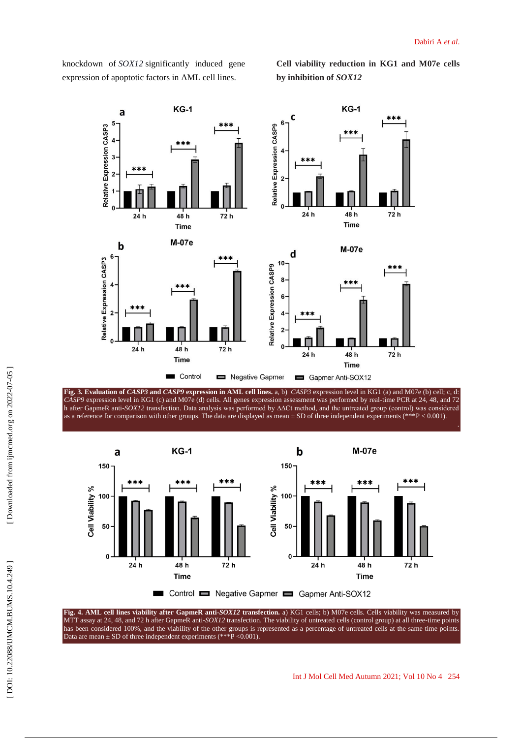knockdown of *SOX12* significantly induced gene expression of apoptotic factors in AML cell lines.

**Cell viability reduction in KG1 and M07e cells by inhibition of *SOX12***

**Fig. 3. Evaluation of *CASP3* and *CASP9* expression in AML cell lines.** a, b) *CASP3* expression level in KG1 (a) and M07e (b) cell; c, d: *CASP9* expression level in KG1 (c) and M07e (d) cells. All genes expression assessment was performed by real-time PCR at 24, 48, and 72 h after GapmeR anti-*SOX12* transfection. Data analysis was performed by ΔΔCt method, and the untreated group (control) was considered as a reference for comparison with other groups. The data are displayed as mean ± SD of three independent experiments (***P < 0.001).

**Fig. 4. AML cell lines viability after GapmeR anti-*SOX12* transfection.** a) KG1 cells; b) M07e cells. Cells viability was measured by MTT assay at 24, 48, and 72 h after GapmeR anti-*SOX12* transfection. The viability of untreated cells (control group) at all three-time points has been considered 100%, and the viability of the other groups is represented as a percentage of untreated cells at the same time points. Data are mean ± SD of three independent experiments (***P <0.001).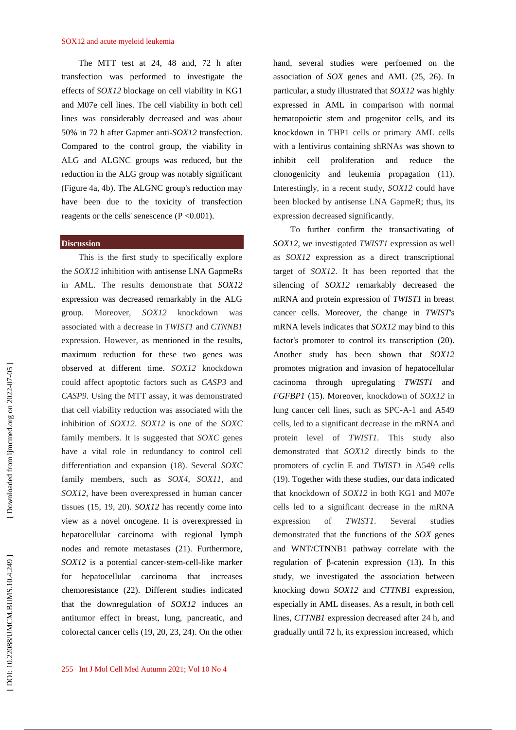The MTT test at 24, 48 and, 72 h after transfection was performed to investigate the effects of *SOX12* blockage on cell viability in KG1 and M07e cell lines. The cell viability in both cell lines was considerably decreased and was about 50% in 72 h after Gapmer anti-*SOX12* transfection. Compared to the control group, the viability in ALG and ALGNC groups was reduced, but the reduction in the ALG group was notably significant (Figure 4a, 4b). The ALGNC group's reduction may have been due to the toxicity of transfection reagents or the cells' senescence ($P < 0.001$).

## Discussion

This is the first study to specifically explore the *SOX12* inhibition with antisense LNA GapmeRs in AML. The results demonstrate that *SOX12* expression was decreased remarkably in the ALG group. Moreover, *SOX12* knockdown was associated with a decrease in *TWIST1* and *CTNNB1* expression. However, as mentioned in the results, maximum reduction for these two genes was observed at different time. *SOX12* knockdown could affect apoptotic factors such as *CASP3* and *CASP9*. Using the MTT assay, it was demonstrated that cell viability reduction was associated with the inhibition of *SOX12*. *SOX12* is one of the *SOXC* family members. It is suggested that *SOXC* genes have a vital role in redundancy to control cell differentiation and expansion (18). Several *SOXC* family members, such as *SOX4*, *SOX11*, and *SOX12*, have been overexpressed in human cancer tissues (15, 19, 20). *SOX12* has recently come into view as a novel oncogene. It is overexpressed in hepatocellular carcinoma with regional lymph nodes and remote metastases (21). Furthermore, *SOX12* is a potential cancer-stem-cell-like marker for hepatocellular carcinoma that increases chemoresistance (22). Different studies indicated that the downregulation of *SOX12* induces an antitumor effect in breast, lung, pancreatic, and colorectal cancer cells (19, 20, 23, 24). On the other hand, several studies were perfoemed on the association of *SOX* genes and AML (25, 26). In particular, a study illustrated that *SOX12* was highly expressed in AML in comparison with normal hematopoietic stem and progenitor cells, and its knockdown in THP1 cells or primary AML cells with a lentivirus containing shRNAs was shown to inhibit cell proliferation and reduce the clonogenicity and leukemia propagation (11). Interestingly, in a recent study, *SOX12* could have been blocked by antisense LNA GapmeR; thus, its expression decreased significantly.

To further confirm the transactivating of *SOX12*, we investigated *TWIST1* expression as well as *SOX12* expression as a direct transcriptional target of *SOX12*. It has been reported that the silencing of *SOX12* remarkably decreased the mRNA and protein expression of *TWIST1* in breast cancer cells. Moreover, the change in *TWIST*'s mRNA levels indicates that *SOX12* may bind to this factor's promoter to control its transcription (20). Another study has been shown that *SOX12* promotes migration and invasion of hepatocellular cacinoma through upregulating *TWIST1* and *FGFBP1* (15). Moreover, knockdown of *SOX12* in lung cancer cell lines, such as SPC-A-1 and A549 cells, led to a significant decrease in the mRNA and protein level of *TWIST1*. This study also demonstrated that *SOX12* directly binds to the promoters of cyclin E and *TWIST1* in A549 cells (19). Together with these studies, our data indicated that knockdown of *SOX12* in both KG1 and M07e cells led to a significant decrease in the mRNA expression of *TWIST1*. Several studies demonstrated that the functions of the *SOX* genes and WNT/CTNNB1 pathway correlate with the regulation of β-catenin expression (13). In this study, we investigated the association between knocking down *SOX12* and *CTTNB1* expression, especially in AML diseases. As a result, in both cell lines, *CTTNB1* expression decreased after 24 h, and gradually until 72 h, its expression increased, which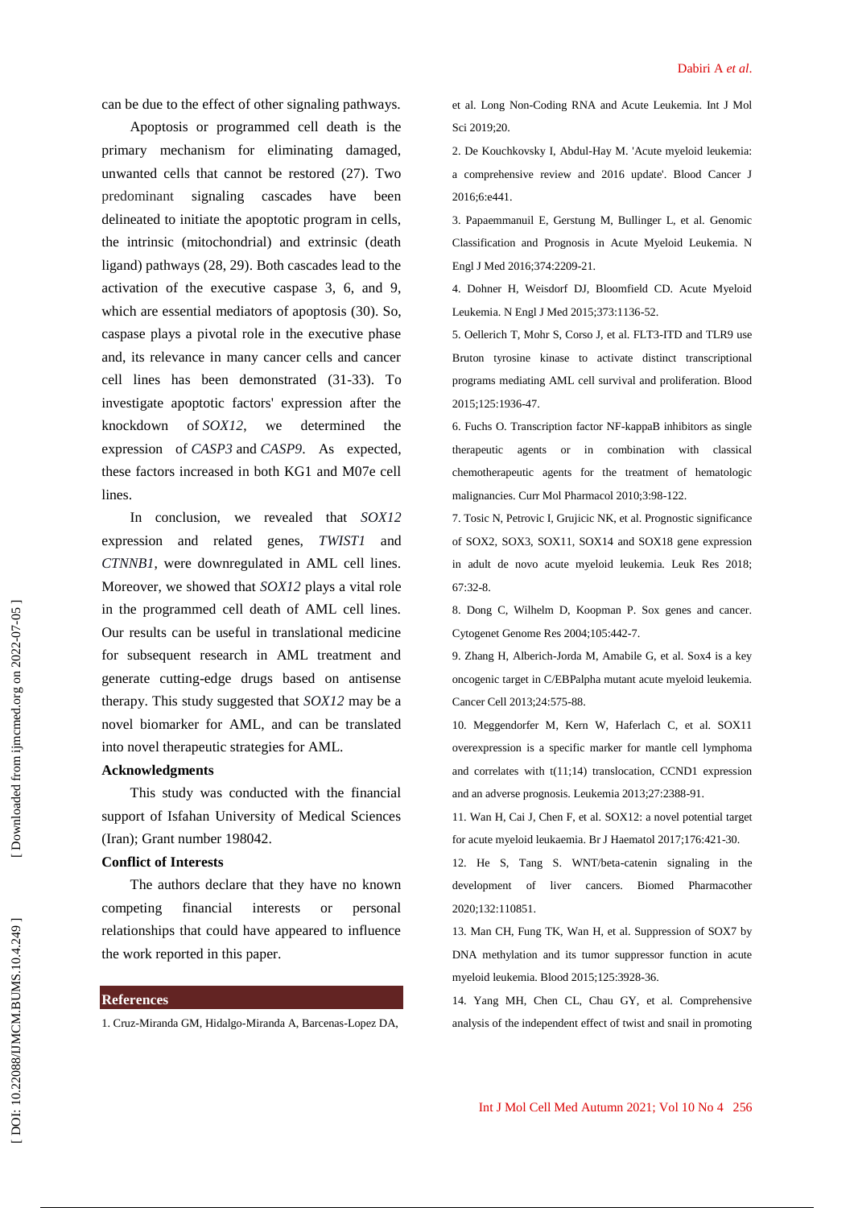can be due to the effect of other signaling pathways.

Apoptosis or programmed cell death is the primary mechanism for eliminating damaged, unwanted cells that cannot be restored (27). Two predominant signaling cascades have been delineated to initiate the apoptotic program in cells, the intrinsic (mitochondrial) and extrinsic (death ligand) pathways (28, 29). Both cascades lead to the activation of the executive caspase 3, 6, and 9, which are essential mediators of apoptosis (30). So, caspase plays a pivotal role in the executive phase and, its relevance in many cancer cells and cancer cell lines has been demonstrated (31-33). To investigate apoptotic factors' expression after the knockdown of *SOX12*, we determined the expression of *CASP3* and *CASP9*. As expected, these factors increased in both KG1 and M07e cell lines.

In conclusion, we revealed that *SOX12* expression and related genes, *TWIST1* and *CTNNB1*, were downregulated in AML cell lines. Moreover, we showed that *SOX12* plays a vital role in the programmed cell death of AML cell lines. Our results can be useful in translational medicine for subsequent research in AML treatment and generate cutting-edge drugs based on antisense therapy. This study suggested that *SOX12* may be a novel biomarker for AML, and can be translated into novel therapeutic strategies for AML.

## Acknowledgments

This study was conducted with the financial support of Isfahan University of Medical Sciences (Iran); Grant number 198042.

## Conflict of Interests

The authors declare that they have no known competing financial interests or personal relationships that could have appeared to influence the work reported in this paper.

## References

1. Cruz-Miranda GM, Hidalgo-Miranda A, Barcenas-Lopez DA, et al. Long Non-Coding RNA and Acute Leukemia. Int J Mol Sci 2019;20.

2. De Kouchkovsky I, Abdul-Hay M. 'Acute myeloid leukemia: a comprehensive review and 2016 update'. Blood Cancer J 2016;6:e441.

3. Papaemmanuil E, Gerstung M, Bullinger L, et al. Genomic Classification and Prognosis in Acute Myeloid Leukemia. N Engl J Med 2016;374:2209-21.

4. Dohner H, Weisdorf DJ, Bloomfield CD. Acute Myeloid Leukemia. N Engl J Med 2015;373:1136-52.

5. Oellerich T, Mohr S, Corso J, et al. FLT3-ITD and TLR9 use Bruton tyrosine kinase to activate distinct transcriptional programs mediating AML cell survival and proliferation. Blood 2015;125:1936-47.

6. Fuchs O. Transcription factor NF-kappaB inhibitors as single therapeutic agents or in combination with classical chemotherapeutic agents for the treatment of hematologic malignancies. Curr Mol Pharmacol 2010;3:98-122.

7. Tosic N, Petrovic I, Grujicic NK, et al. Prognostic significance of SOX2, SOX3, SOX11, SOX14 and SOX18 gene expression in adult de novo acute myeloid leukemia. Leuk Res 2018; 67:32-8.

8. Dong C, Wilhelm D, Koopman P. Sox genes and cancer. Cytogenet Genome Res 2004;105:442-7.

9. Zhang H, Alberich-Jorda M, Amabile G, et al. Sox4 is a key oncogenic target in C/EBPalpha mutant acute myeloid leukemia. Cancer Cell 2013;24:575-88.

10. Meggendorfer M, Kern W, Haferlach C, et al. SOX11 overexpression is a specific marker for mantle cell lymphoma and correlates with t(11;14) translocation, CCND1 expression and an adverse prognosis. Leukemia 2013;27:2388-91.

11. Wan H, Cai J, Chen F, et al. SOX12: a novel potential target for acute myeloid leukaemia. Br J Haematol 2017;176:421-30.

12. He S, Tang S. WNT/beta-catenin signaling in the development of liver cancers. Biomed Pharmacother 2020;132:110851.

13. Man CH, Fung TK, Wan H, et al. Suppression of SOX7 by DNA methylation and its tumor suppressor function in acute myeloid leukemia. Blood 2015;125:3928-36.

14. Yang MH, Chen CL, Chau GY, et al. Comprehensive analysis of the independent effect of twist and snail in promoting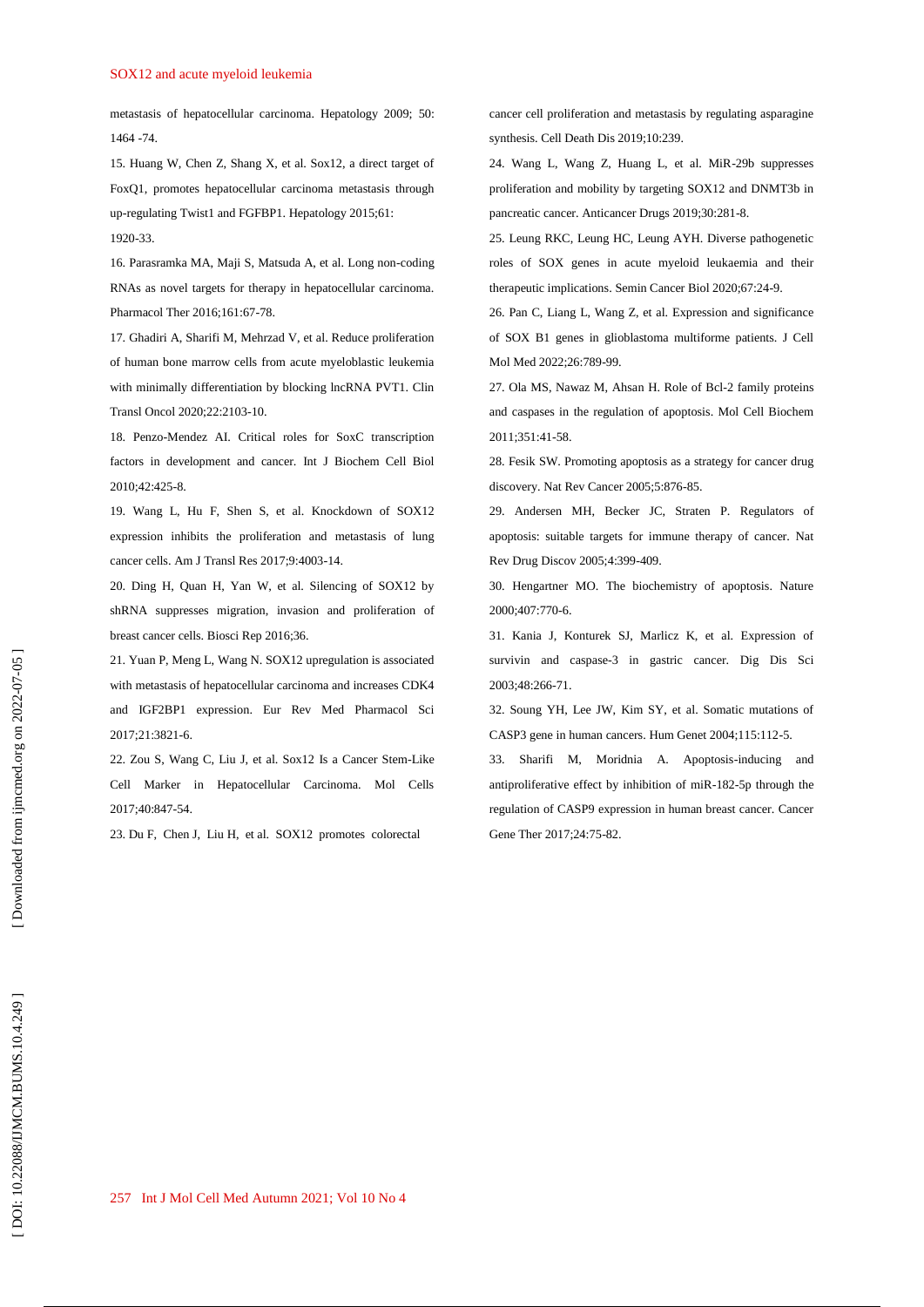metastasis of hepatocellular carcinoma. Hepatology 2009; 50: 1464 -74.

15. Huang W, Chen Z, Shang X, et al. Sox12, a direct target of FoxQ1, promotes hepatocellular carcinoma metastasis through up-regulating Twist1 and FGFBP1. Hepatology 2015;61: 1920-33.

16. Parasramka MA, Maji S, Matsuda A, et al. Long non-coding RNAs as novel targets for therapy in hepatocellular carcinoma. Pharmacol Ther 2016;161:67-78.

17. Ghadiri A, Sharifi M, Mehrzad V, et al. Reduce proliferation of human bone marrow cells from acute myeloblastic leukemia with minimally differentiation by blocking lncRNA PVT1. Clin Transl Oncol 2020;22:2103-10.

18. Penzo-Mendez AI. Critical roles for SoxC transcription factors in development and cancer. Int J Biochem Cell Biol 2010;42:425-8.

19. Wang L, Hu F, Shen S, et al. Knockdown of SOX12 expression inhibits the proliferation and metastasis of lung cancer cells. Am J Transl Res 2017;9:4003-14.

20. Ding H, Quan H, Yan W, et al. Silencing of SOX12 by shRNA suppresses migration, invasion and proliferation of breast cancer cells. Biosci Rep 2016;36.

21. Yuan P, Meng L, Wang N. SOX12 upregulation is associated with metastasis of hepatocellular carcinoma and increases CDK4 and IGF2BP1 expression. Eur Rev Med Pharmacol Sci 2017;21:3821-6.

22. Zou S, Wang C, Liu J, et al. Sox12 Is a Cancer Stem-Like Cell Marker in Hepatocellular Carcinoma. Mol Cells 2017;40:847-54.

23. Du F, Chen J, Liu H, et al. SOX12 promotes colorectal cancer cell proliferation and metastasis by regulating asparagine synthesis. Cell Death Dis 2019;10:239.

24. Wang L, Wang Z, Huang L, et al. MiR-29b suppresses proliferation and mobility by targeting SOX12 and DNMT3b in pancreatic cancer. Anticancer Drugs 2019;30:281-8.

25. Leung RKC, Leung HC, Leung AYH. Diverse pathogenetic roles of SOX genes in acute myeloid leukaemia and their therapeutic implications. Semin Cancer Biol 2020;67:24-9.

26. Pan C, Liang L, Wang Z, et al. Expression and significance of SOX B1 genes in glioblastoma multiforme patients. J Cell Mol Med 2022;26:789-99.

27. Ola MS, Nawaz M, Ahsan H. Role of Bcl-2 family proteins and caspases in the regulation of apoptosis. Mol Cell Biochem 2011;351:41-58.

28. Fesik SW. Promoting apoptosis as a strategy for cancer drug discovery. Nat Rev Cancer 2005;5:876-85.

29. Andersen MH, Becker JC, Straten P. Regulators of apoptosis: suitable targets for immune therapy of cancer. Nat Rev Drug Discov 2005;4:399-409.

30. Hengartner MO. The biochemistry of apoptosis. Nature 2000;407:770-6.

31. Kania J, Konturek SJ, Marlicz K, et al. Expression of survivin and caspase-3 in gastric cancer. Dig Dis Sci 2003;48:266-71.

32. Soung YH, Lee JW, Kim SY, et al. Somatic mutations of CASP3 gene in human cancers. Hum Genet 2004;115:112-5.

33. Sharifi M, Moridnia A. Apoptosis-inducing and antiproliferative effect by inhibition of miR-182-5p through the regulation of CASP9 expression in human breast cancer. Cancer Gene Ther 2017;24:75-82.